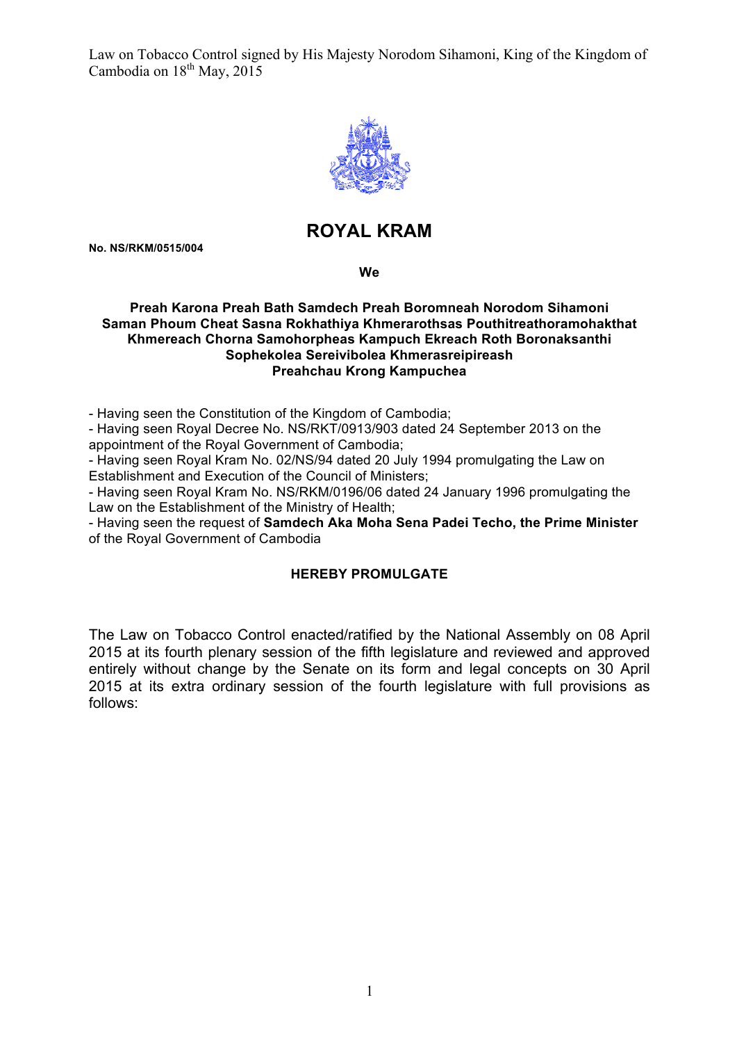Law on Tobacco Control signed by His Majesty Norodom Sihamoni, King of the Kingdom of Cambodia on 18th May, 2015

# ROYAL KRAM

**No. NS/RKM/0515/004**

**We**

**Preah Karona Preah Bath Samdech Preah Boromneah Norodom Sihamoni**
**Saman Phoum Cheat Sasna Rokhathiya Khmerarothsas Pouthitreathoramohakthat**
**Khmereach Chorna Samohorpheas Kampuch Ekreach Roth Boronaksanthi**
**Sophekolea Sereivibolea Khmerasreipireash**
**Preahchau Krong Kampuchea**

- Having seen the Constitution of the Kingdom of Cambodia;
- Having seen Royal Decree No. NS/RKT/0913/903 dated 24 September 2013 on the appointment of the Royal Government of Cambodia;
- Having seen Royal Kram No. 02/NS/94 dated 20 July 1994 promulgating the Law on Establishment and Execution of the Council of Ministers;
- Having seen Royal Kram No. NS/RKM/0196/06 dated 24 January 1996 promulgating the Law on the Establishment of the Ministry of Health;
- Having seen the request of **Samdech Aka Moha Sena Padei Techo, the Prime Minister** of the Royal Government of Cambodia

**HEREBY PROMULGATE**

The Law on Tobacco Control enacted/ratified by the National Assembly on 08 April 2015 at its fourth plenary session of the fifth legislature and reviewed and approved entirely without change by the Senate on its form and legal concepts on 30 April 2015 at its extra ordinary session of the fourth legislature with full provisions as follows: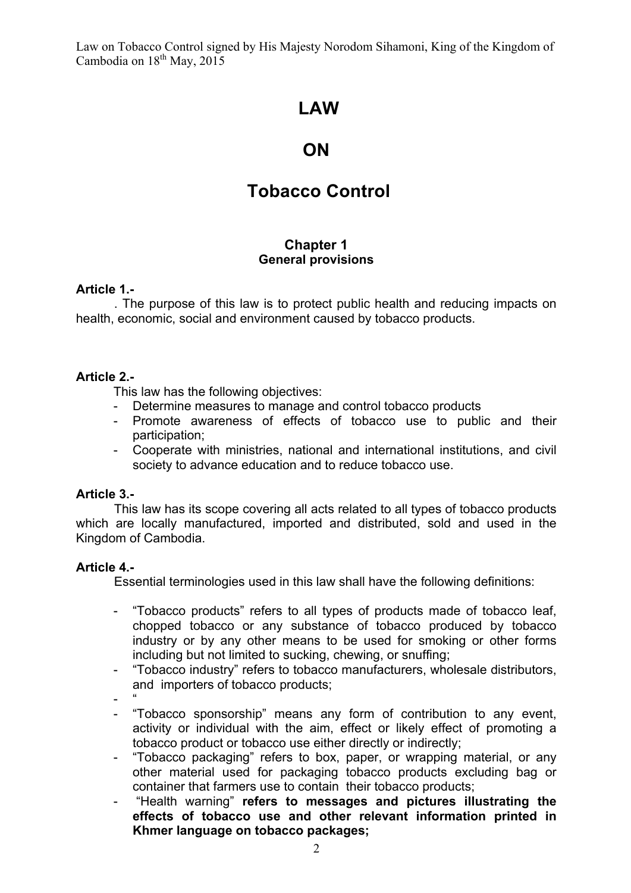# LAW

# ON

# Tobacco Control

## Chapter 1
### General provisions

**Article 1.-**

. The purpose of this law is to protect public health and reducing impacts on health, economic, social and environment caused by tobacco products.

**Article 2.-**

This law has the following objectives:

- Determine measures to manage and control tobacco products
- Promote awareness of effects of tobacco use to public and their participation;
- Cooperate with ministries, national and international institutions, and civil society to advance education and to reduce tobacco use.

**Article 3.-**

This law has its scope covering all acts related to all types of tobacco products which are locally manufactured, imported and distributed, sold and used in the Kingdom of Cambodia.

**Article 4.-**

Essential terminologies used in this law shall have the following definitions:

- "Tobacco products" refers to all types of products made of tobacco leaf, chopped tobacco or any substance of tobacco produced by tobacco industry or by any other means to be used for smoking or other forms including but not limited to sucking, chewing, or snuffing;
- "Tobacco industry" refers to tobacco manufacturers, wholesale distributors, and importers of tobacco products;
- "
- "Tobacco sponsorship" means any form of contribution to any event, activity or individual with the aim, effect or likely effect of promoting a tobacco product or tobacco use either directly or indirectly;
- "Tobacco packaging" refers to box, paper, or wrapping material, or any other material used for packaging tobacco products excluding bag or container that farmers use to contain their tobacco products;
- "Health warning" **refers to messages and pictures illustrating the effects of tobacco use and other relevant information printed in Khmer language on tobacco packages;**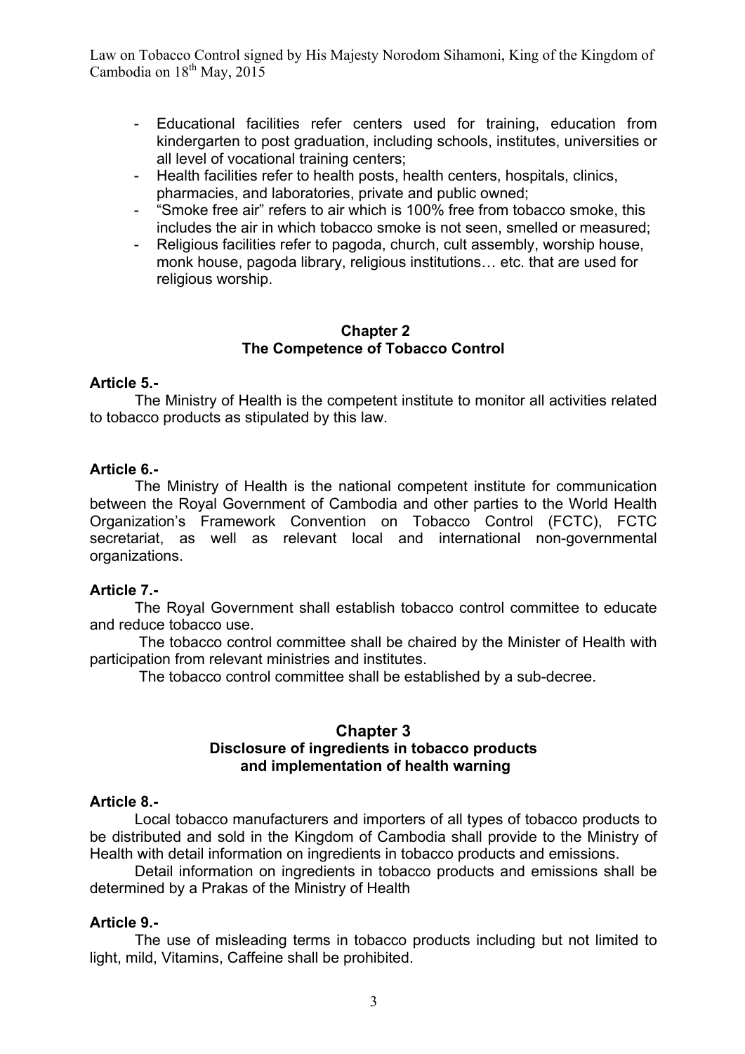- Educational facilities refer centers used for training, education from kindergarten to post graduation, including schools, institutes, universities or all level of vocational training centers;
- Health facilities refer to health posts, health centers, hospitals, clinics, pharmacies, and laboratories, private and public owned;
- "Smoke free air" refers to air which is 100% free from tobacco smoke, this includes the air in which tobacco smoke is not seen, smelled or measured;
- Religious facilities refer to pagoda, church, cult assembly, worship house, monk house, pagoda library, religious institutions… etc. that are used for religious worship.

## Chapter 2
## The Competence of Tobacco Control

**Article 5.-**

The Ministry of Health is the competent institute to monitor all activities related to tobacco products as stipulated by this law.

**Article 6.-**

The Ministry of Health is the national competent institute for communication between the Royal Government of Cambodia and other parties to the World Health Organization's Framework Convention on Tobacco Control (FCTC), FCTC secretariat, as well as relevant local and international non-governmental organizations.

**Article 7.-**

The Royal Government shall establish tobacco control committee to educate and reduce tobacco use.

The tobacco control committee shall be chaired by the Minister of Health with participation from relevant ministries and institutes.

The tobacco control committee shall be established by a sub-decree.

## Chapter 3
## Disclosure of ingredients in tobacco products and implementation of health warning

**Article 8.-**

Local tobacco manufacturers and importers of all types of tobacco products to be distributed and sold in the Kingdom of Cambodia shall provide to the Ministry of Health with detail information on ingredients in tobacco products and emissions.

Detail information on ingredients in tobacco products and emissions shall be determined by a Prakas of the Ministry of Health

**Article 9.-**

The use of misleading terms in tobacco products including but not limited to light, mild, Vitamins, Caffeine shall be prohibited.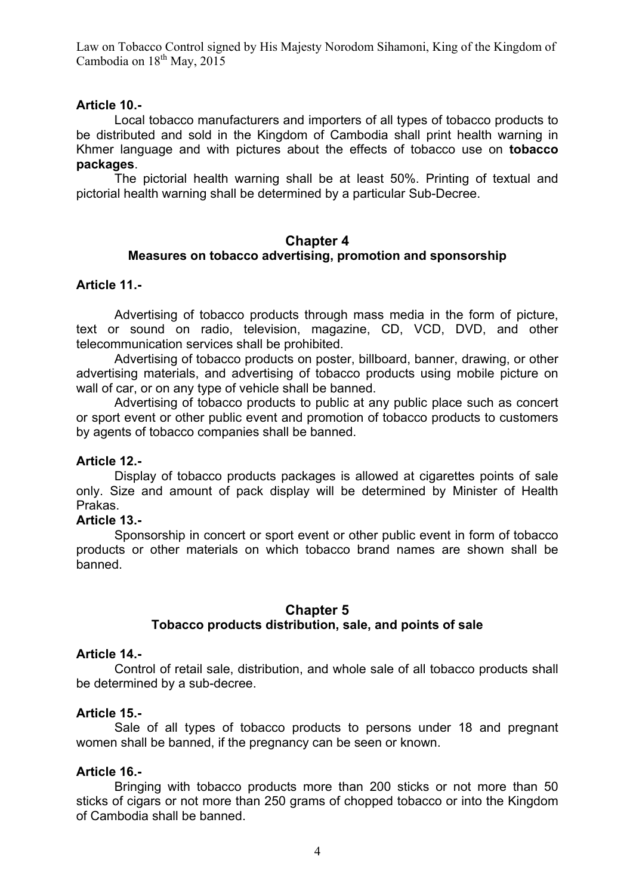**Article 10.-**

Local tobacco manufacturers and importers of all types of tobacco products to be distributed and sold in the Kingdom of Cambodia shall print health warning in Khmer language and with pictures about the effects of tobacco use on **tobacco packages**.

The pictorial health warning shall be at least 50%. Printing of textual and pictorial health warning shall be determined by a particular Sub-Decree.

## Chapter 4

### Measures on tobacco advertising, promotion and sponsorship

**Article 11.-**

Advertising of tobacco products through mass media in the form of picture, text or sound on radio, television, magazine, CD, VCD, DVD, and other telecommunication services shall be prohibited.

Advertising of tobacco products on poster, billboard, banner, drawing, or other advertising materials, and advertising of tobacco products using mobile picture on wall of car, or on any type of vehicle shall be banned.

Advertising of tobacco products to public at any public place such as concert or sport event or other public event and promotion of tobacco products to customers by agents of tobacco companies shall be banned.

**Article 12.-**

Display of tobacco products packages is allowed at cigarettes points of sale only. Size and amount of pack display will be determined by Minister of Health Prakas.

**Article 13.-**

Sponsorship in concert or sport event or other public event in form of tobacco products or other materials on which tobacco brand names are shown shall be banned.

## Chapter 5

### Tobacco products distribution, sale, and points of sale

**Article 14.-**

Control of retail sale, distribution, and whole sale of all tobacco products shall be determined by a sub-decree.

**Article 15.-**

Sale of all types of tobacco products to persons under 18 and pregnant women shall be banned, if the pregnancy can be seen or known.

**Article 16.-**

Bringing with tobacco products more than 200 sticks or not more than 50 sticks of cigars or not more than 250 grams of chopped tobacco or into the Kingdom of Cambodia shall be banned.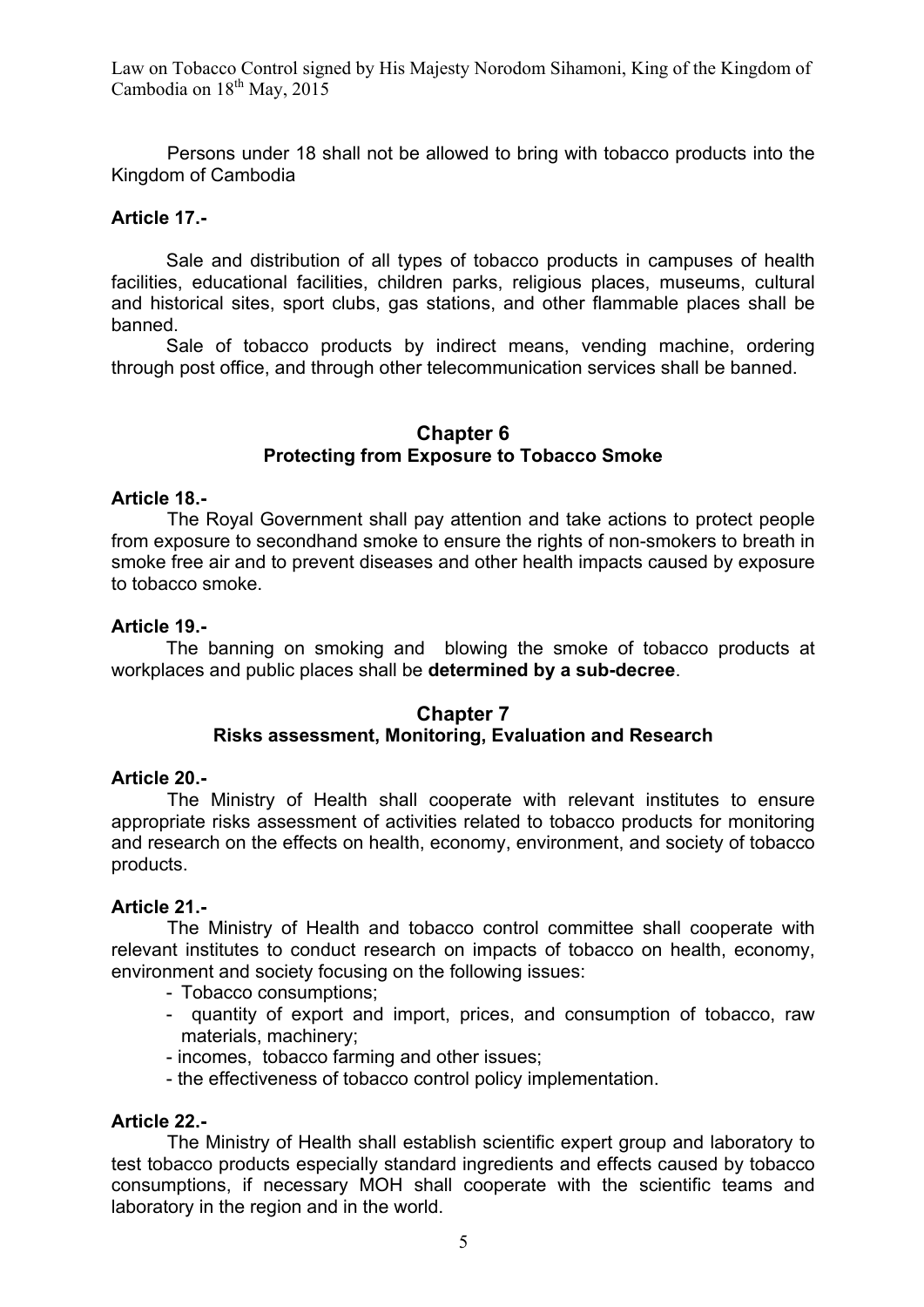Persons under 18 shall not be allowed to bring with tobacco products into the Kingdom of Cambodia

**Article 17.-**

Sale and distribution of all types of tobacco products in campuses of health facilities, educational facilities, children parks, religious places, museums, cultural and historical sites, sport clubs, gas stations, and other flammable places shall be banned.

Sale of tobacco products by indirect means, vending machine, ordering through post office, and through other telecommunication services shall be banned.

## Chapter 6
## Protecting from Exposure to Tobacco Smoke

**Article 18.-**

The Royal Government shall pay attention and take actions to protect people from exposure to secondhand smoke to ensure the rights of non-smokers to breath in smoke free air and to prevent diseases and other health impacts caused by exposure to tobacco smoke.

**Article 19.-**

The banning on smoking and blowing the smoke of tobacco products at workplaces and public places shall be **determined by a sub-decree**.

## Chapter 7
## Risks assessment, Monitoring, Evaluation and Research

**Article 20.-**

The Ministry of Health shall cooperate with relevant institutes to ensure appropriate risks assessment of activities related to tobacco products for monitoring and research on the effects on health, economy, environment, and society of tobacco products.

**Article 21.-**

The Ministry of Health and tobacco control committee shall cooperate with relevant institutes to conduct research on impacts of tobacco on health, economy, environment and society focusing on the following issues:

- Tobacco consumptions;
- quantity of export and import, prices, and consumption of tobacco, raw materials, machinery;
- incomes, tobacco farming and other issues;
- the effectiveness of tobacco control policy implementation.

**Article 22.-**

The Ministry of Health shall establish scientific expert group and laboratory to test tobacco products especially standard ingredients and effects caused by tobacco consumptions, if necessary MOH shall cooperate with the scientific teams and laboratory in the region and in the world.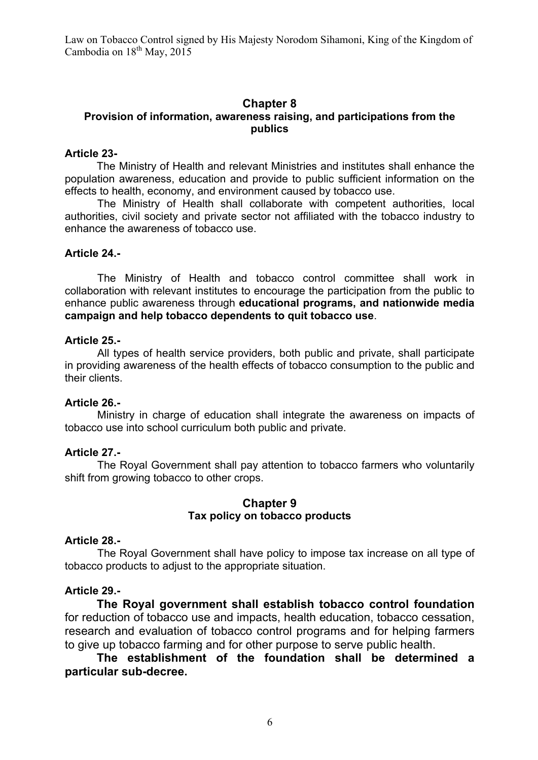## Chapter 8
### Provision of information, awareness raising, and participations from the publics

**Article 23-**

The Ministry of Health and relevant Ministries and institutes shall enhance the population awareness, education and provide to public sufficient information on the effects to health, economy, and environment caused by tobacco use.

The Ministry of Health shall collaborate with competent authorities, local authorities, civil society and private sector not affiliated with the tobacco industry to enhance the awareness of tobacco use.

**Article 24.-**

The Ministry of Health and tobacco control committee shall work in collaboration with relevant institutes to encourage the participation from the public to enhance public awareness through **educational programs, and nationwide media campaign and help tobacco dependents to quit tobacco use**.

**Article 25.-**

All types of health service providers, both public and private, shall participate in providing awareness of the health effects of tobacco consumption to the public and their clients.

**Article 26.-**

Ministry in charge of education shall integrate the awareness on impacts of tobacco use into school curriculum both public and private.

**Article 27.-**

The Royal Government shall pay attention to tobacco farmers who voluntarily shift from growing tobacco to other crops.

## Chapter 9
### Tax policy on tobacco products

**Article 28.-**

The Royal Government shall have policy to impose tax increase on all type of tobacco products to adjust to the appropriate situation.

**Article 29.-**

**The Royal government shall establish tobacco control foundation** for reduction of tobacco use and impacts, health education, tobacco cessation, research and evaluation of tobacco control programs and for helping farmers to give up tobacco farming and for other purpose to serve public health.

**The establishment of the foundation shall be determined a particular sub-decree.**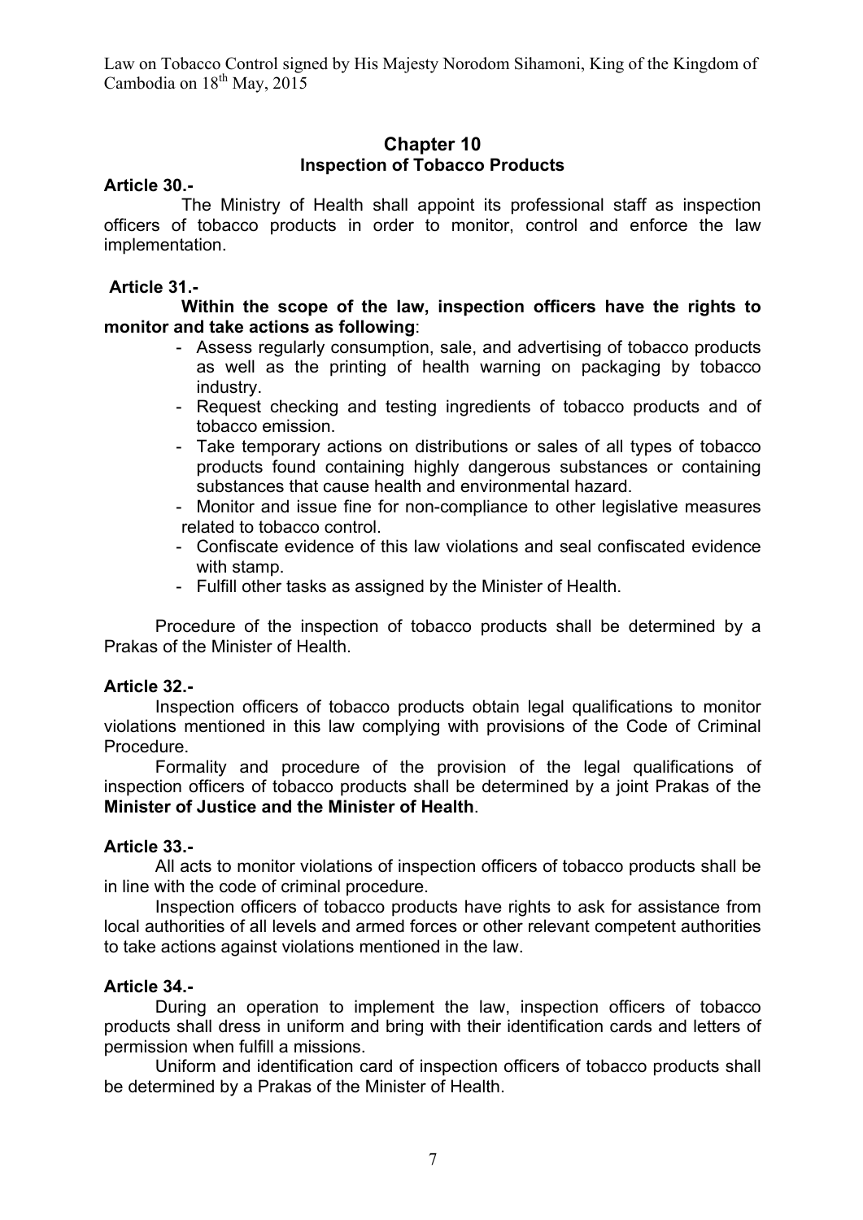## Chapter 10
## Inspection of Tobacco Products

**Article 30.-**

The Ministry of Health shall appoint its professional staff as inspection officers of tobacco products in order to monitor, control and enforce the law implementation.

**Article 31.-**

**Within the scope of the law, inspection officers have the rights to monitor and take actions as following**:

- Assess regularly consumption, sale, and advertising of tobacco products as well as the printing of health warning on packaging by tobacco industry.
- Request checking and testing ingredients of tobacco products and of tobacco emission.
- Take temporary actions on distributions or sales of all types of tobacco products found containing highly dangerous substances or containing substances that cause health and environmental hazard.
- Monitor and issue fine for non-compliance to other legislative measures related to tobacco control.
- Confiscate evidence of this law violations and seal confiscated evidence with stamp.
- Fulfill other tasks as assigned by the Minister of Health.

Procedure of the inspection of tobacco products shall be determined by a Prakas of the Minister of Health.

**Article 32.-**

Inspection officers of tobacco products obtain legal qualifications to monitor violations mentioned in this law complying with provisions of the Code of Criminal Procedure.

Formality and procedure of the provision of the legal qualifications of inspection officers of tobacco products shall be determined by a joint Prakas of the **Minister of Justice and the Minister of Health**.

**Article 33.-**

All acts to monitor violations of inspection officers of tobacco products shall be in line with the code of criminal procedure.

Inspection officers of tobacco products have rights to ask for assistance from local authorities of all levels and armed forces or other relevant competent authorities to take actions against violations mentioned in the law.

**Article 34.-**

During an operation to implement the law, inspection officers of tobacco products shall dress in uniform and bring with their identification cards and letters of permission when fulfill a missions.

Uniform and identification card of inspection officers of tobacco products shall be determined by a Prakas of the Minister of Health.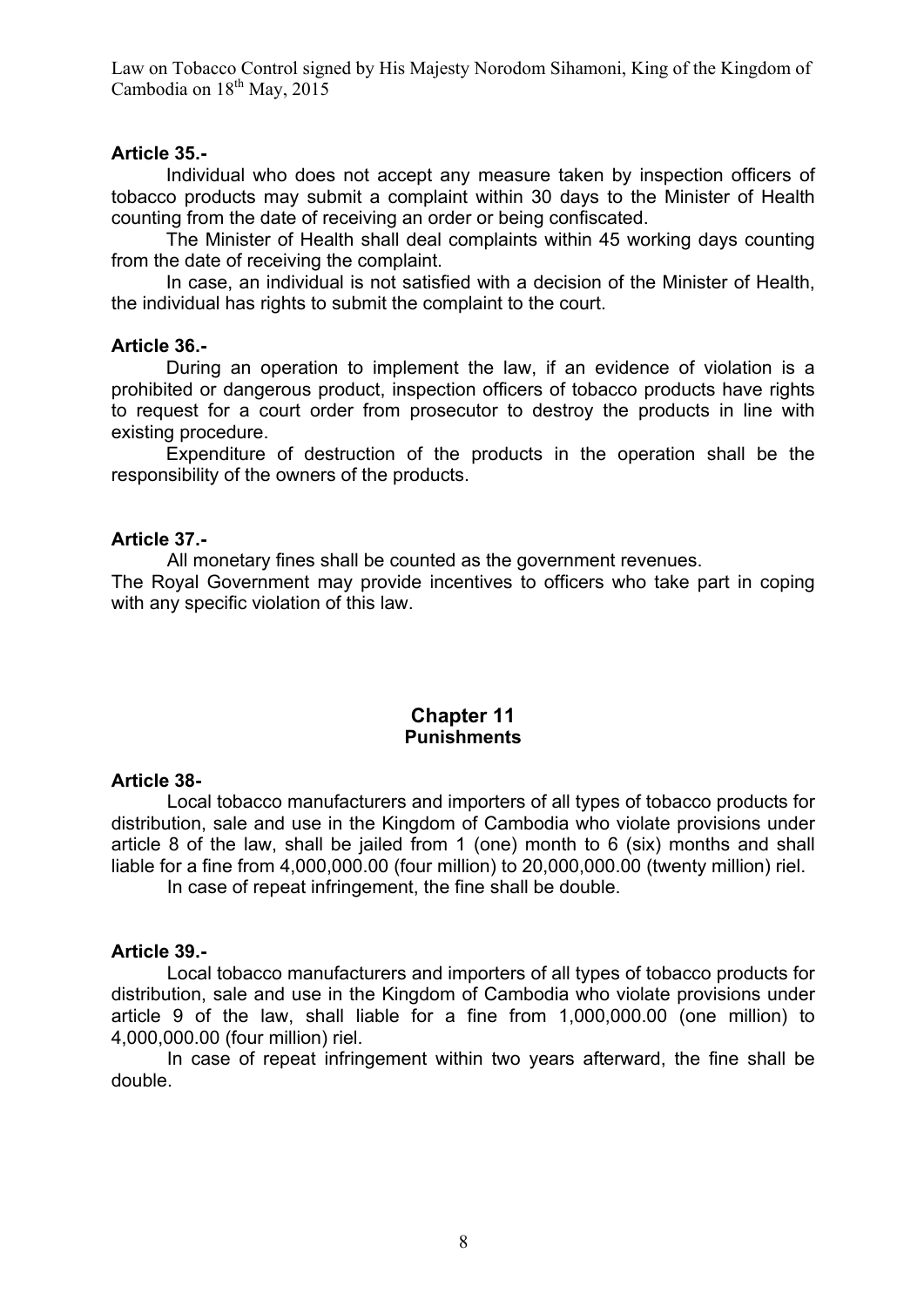**Article 35.-**

Individual who does not accept any measure taken by inspection officers of tobacco products may submit a complaint within 30 days to the Minister of Health counting from the date of receiving an order or being confiscated.

The Minister of Health shall deal complaints within 45 working days counting from the date of receiving the complaint.

In case, an individual is not satisfied with a decision of the Minister of Health, the individual has rights to submit the complaint to the court.

**Article 36.-**

During an operation to implement the law, if an evidence of violation is a prohibited or dangerous product, inspection officers of tobacco products have rights to request for a court order from prosecutor to destroy the products in line with existing procedure.

Expenditure of destruction of the products in the operation shall be the responsibility of the owners of the products.

**Article 37.-**

All monetary fines shall be counted as the government revenues.

The Royal Government may provide incentives to officers who take part in coping with any specific violation of this law.

## Chapter 11
## Punishments

**Article 38-**

Local tobacco manufacturers and importers of all types of tobacco products for distribution, sale and use in the Kingdom of Cambodia who violate provisions under article 8 of the law, shall be jailed from 1 (one) month to 6 (six) months and shall liable for a fine from 4,000,000.00 (four million) to 20,000,000.00 (twenty million) riel.

In case of repeat infringement, the fine shall be double.

**Article 39.-**

Local tobacco manufacturers and importers of all types of tobacco products for distribution, sale and use in the Kingdom of Cambodia who violate provisions under article 9 of the law, shall liable for a fine from 1,000,000.00 (one million) to 4,000,000.00 (four million) riel.

In case of repeat infringement within two years afterward, the fine shall be double.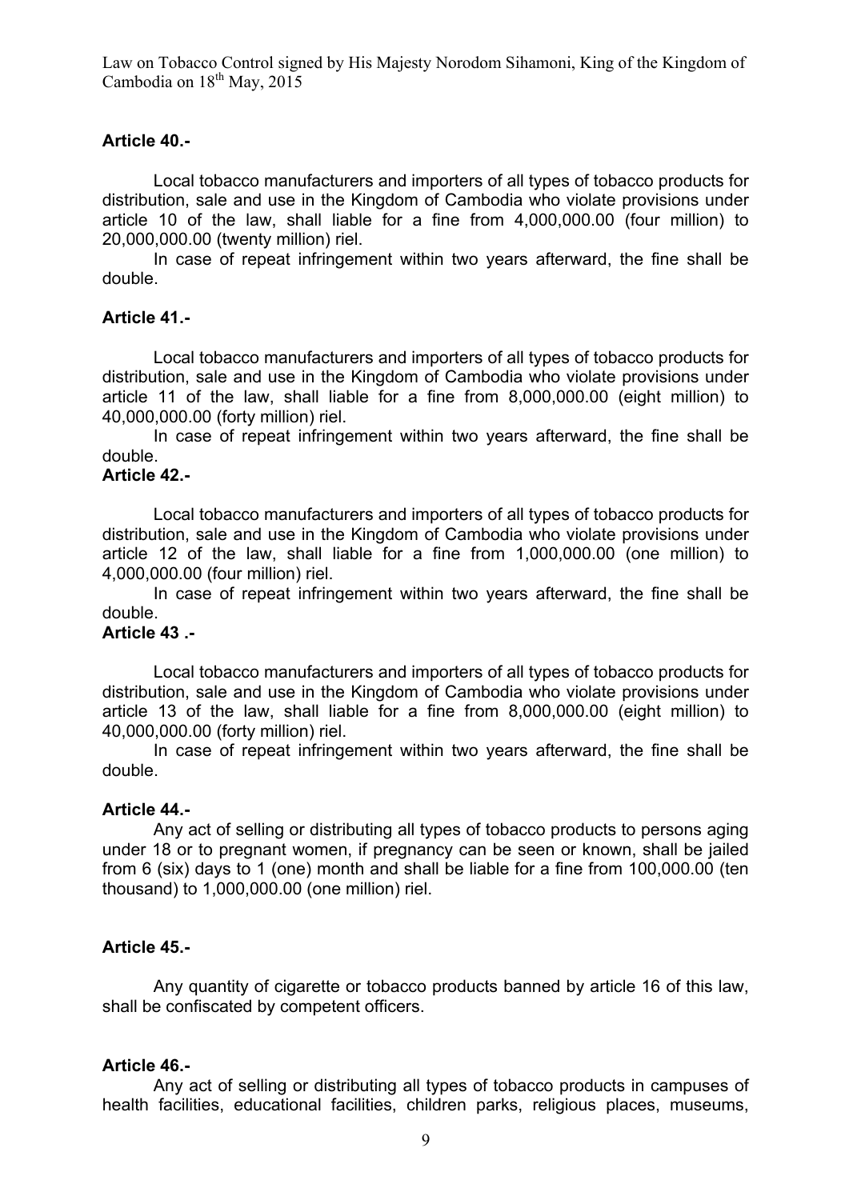## Article 40.-

Local tobacco manufacturers and importers of all types of tobacco products for distribution, sale and use in the Kingdom of Cambodia who violate provisions under article 10 of the law, shall liable for a fine from 4,000,000.00 (four million) to 20,000,000.00 (twenty million) riel.

In case of repeat infringement within two years afterward, the fine shall be double.

## Article 41.-

Local tobacco manufacturers and importers of all types of tobacco products for distribution, sale and use in the Kingdom of Cambodia who violate provisions under article 11 of the law, shall liable for a fine from 8,000,000.00 (eight million) to 40,000,000.00 (forty million) riel.

In case of repeat infringement within two years afterward, the fine shall be double.

## Article 42.-

Local tobacco manufacturers and importers of all types of tobacco products for distribution, sale and use in the Kingdom of Cambodia who violate provisions under article 12 of the law, shall liable for a fine from 1,000,000.00 (one million) to 4,000,000.00 (four million) riel.

In case of repeat infringement within two years afterward, the fine shall be double.

## Article 43 .-

Local tobacco manufacturers and importers of all types of tobacco products for distribution, sale and use in the Kingdom of Cambodia who violate provisions under article 13 of the law, shall liable for a fine from 8,000,000.00 (eight million) to 40,000,000.00 (forty million) riel.

In case of repeat infringement within two years afterward, the fine shall be double.

## Article 44.-

Any act of selling or distributing all types of tobacco products to persons aging under 18 or to pregnant women, if pregnancy can be seen or known, shall be jailed from 6 (six) days to 1 (one) month and shall be liable for a fine from 100,000.00 (ten thousand) to 1,000,000.00 (one million) riel.

## Article 45.-

Any quantity of cigarette or tobacco products banned by article 16 of this law, shall be confiscated by competent officers.

## Article 46.-

Any act of selling or distributing all types of tobacco products in campuses of health facilities, educational facilities, children parks, religious places, museums,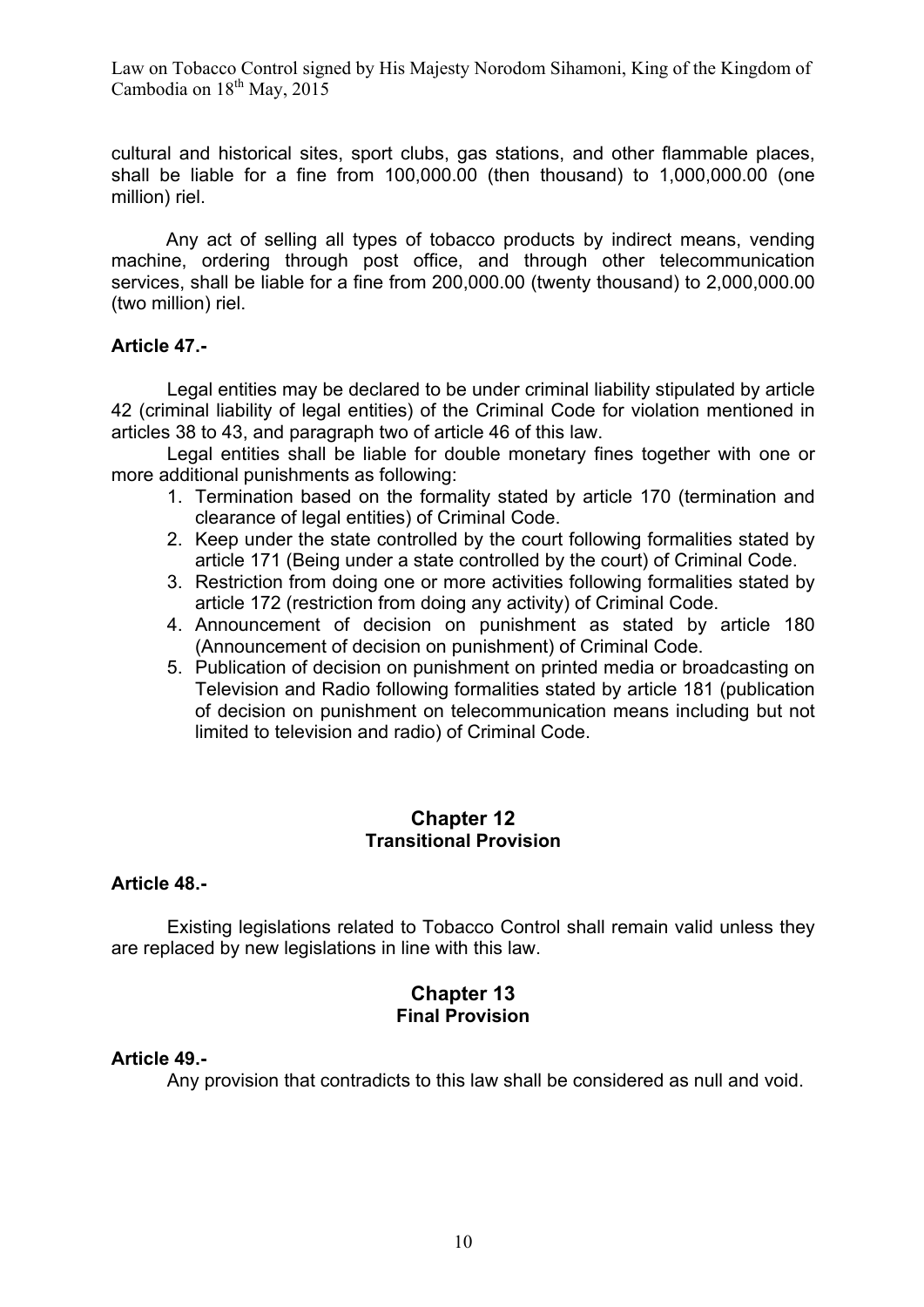cultural and historical sites, sport clubs, gas stations, and other flammable places, shall be liable for a fine from 100,000.00 (then thousand) to 1,000,000.00 (one million) riel.

Any act of selling all types of tobacco products by indirect means, vending machine, ordering through post office, and through other telecommunication services, shall be liable for a fine from 200,000.00 (twenty thousand) to 2,000,000.00 (two million) riel.

**Article 47.-**

Legal entities may be declared to be under criminal liability stipulated by article 42 (criminal liability of legal entities) of the Criminal Code for violation mentioned in articles 38 to 43, and paragraph two of article 46 of this law.

Legal entities shall be liable for double monetary fines together with one or more additional punishments as following:

1. Termination based on the formality stated by article 170 (termination and clearance of legal entities) of Criminal Code.
2. Keep under the state controlled by the court following formalities stated by article 171 (Being under a state controlled by the court) of Criminal Code.
3. Restriction from doing one or more activities following formalities stated by article 172 (restriction from doing any activity) of Criminal Code.
4. Announcement of decision on punishment as stated by article 180 (Announcement of decision on punishment) of Criminal Code.
5. Publication of decision on punishment on printed media or broadcasting on Television and Radio following formalities stated by article 181 (publication of decision on punishment on telecommunication means including but not limited to television and radio) of Criminal Code.

## Chapter 12
### Transitional Provision

**Article 48.-**

Existing legislations related to Tobacco Control shall remain valid unless they are replaced by new legislations in line with this law.

## Chapter 13
### Final Provision

**Article 49.-**

Any provision that contradicts to this law shall be considered as null and void.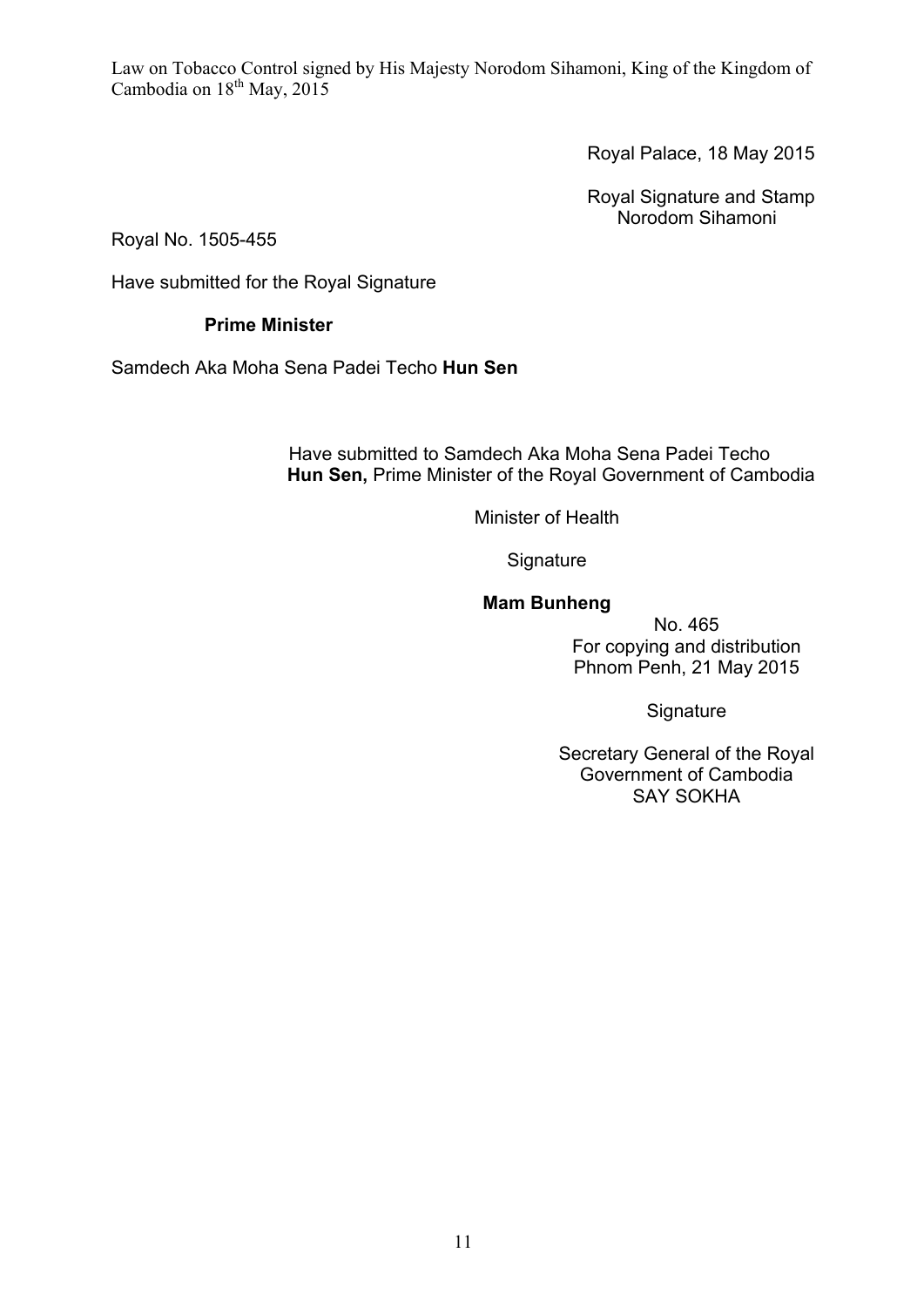Royal Palace, 18 May 2015

Royal Signature and Stamp
Norodom Sihamoni

Royal No. 1505-455

Have submitted for the Royal Signature

**Prime Minister**

Samdech Aka Moha Sena Padei Techo **Hun Sen**

Have submitted to Samdech Aka Moha Sena Padei Techo **Hun Sen,** Prime Minister of the Royal Government of Cambodia

Minister of Health

Signature

**Mam Bunheng**

No. 465
For copying and distribution
Phnom Penh, 21 May 2015

Signature

Secretary General of the Royal Government of Cambodia
SAY SOKHA